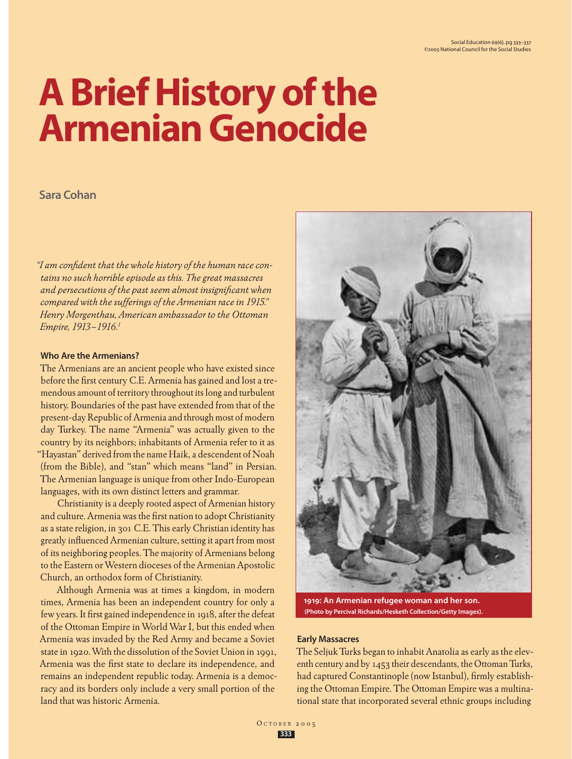# A Brief History of the Armenian Genocide

**Sara Cohan**

*"I am confident that the whole history of the human race contains no such horrible episode as this. The great massacres and persecutions of the past seem almost insignificant when compared with the sufferings of the Armenian race in 1915." Henry Morgenthau, American ambassador to the Ottoman Empire, 1913–1916.*[1]

### Who Are the Armenians?

The Armenians are an ancient people who have existed since before the first century C.E. Armenia has gained and lost a tremendous amount of territory throughout its long and turbulent history. Boundaries of the past have extended from that of the present-day Republic of Armenia and through most of modern day Turkey. The name "Armenia" was actually given to the country by its neighbors; inhabitants of Armenia refer to it as "Hayastan" derived from the name Haik, a descendent of Noah (from the Bible), and "stan" which means "land" in Persian. The Armenian language is unique from other Indo-European languages, with its own distinct letters and grammar.

Christianity is a deeply rooted aspect of Armenian history and culture. Armenia was the first nation to adopt Christianity as a state religion, in 301 C.E. This early Christian identity has greatly influenced Armenian culture, setting it apart from most of its neighboring peoples. The majority of Armenians belong to the Eastern or Western dioceses of the Armenian Apostolic Church, an orthodox form of Christianity.

Although Armenia was at times a kingdom, in modern times, Armenia has been an independent country for only a few years. It first gained independence in 1918, after the defeat of the Ottoman Empire in World War I, but this ended when Armenia was invaded by the Red Army and became a Soviet state in 1920. With the dissolution of the Soviet Union in 1991, Armenia was the first state to declare its independence, and remains an independent republic today. Armenia is a democracy and its borders only include a very small portion of the land that was historic Armenia.

**1919: An Armenian refugee woman and her son. (Photo by Percival Richards/Hesketh Collection/Getty Images).**

### Early Massacres

The Seljuk Turks began to inhabit Anatolia as early as the eleventh century and by 1453 their descendants, the Ottoman Turks, had captured Constantinople (now Istanbul), firmly establishing the Ottoman Empire. The Ottoman Empire was a multinational state that incorporated several ethnic groups including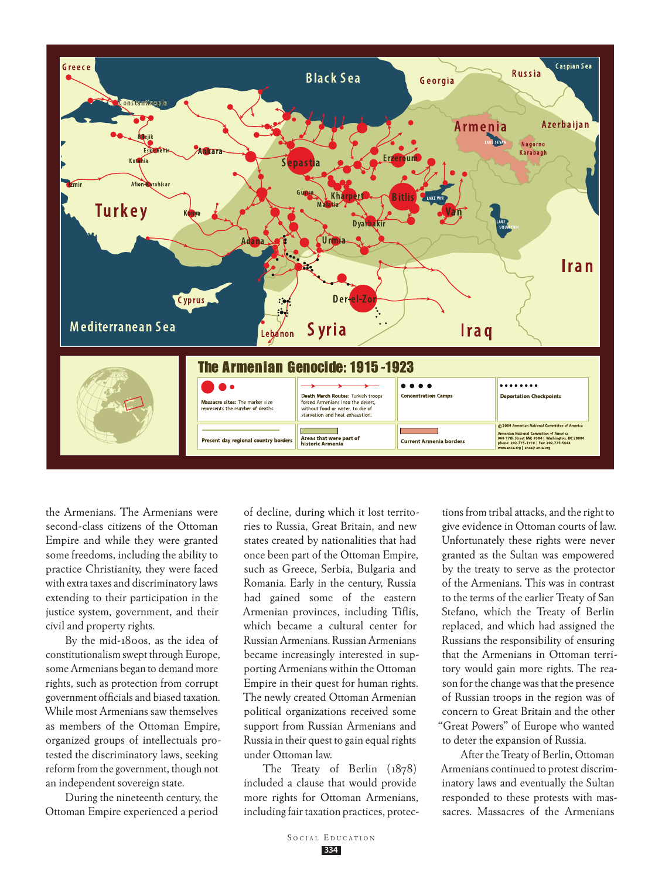## The Armenian Genocide: 1915 -1923

| | | | |
|---|---|---|---|
| **Massacre sites:** The marker size represents the number of deaths. | **Death March Routes:** Turkish troops forced Armenians into the desert, without food or water, to die of starvation and heat exhaustion. | **Concentration Camps** | **Deportation Checkpoints** |
| **Present day regional country borders** | **Areas that were part of historic Armenia** | **Current Armenia borders** | ©2004 Armenian National Committee of America. Armenian National Committee of America, 888 17th Street NW, #904 \| Washington, DC 20006, phone: 202.775-1918 \| fax: 202.775.5648, www.anca.org \| anca@anca.org |

the Armenians. The Armenians were second-class citizens of the Ottoman Empire and while they were granted some freedoms, including the ability to practice Christianity, they were faced with extra taxes and discriminatory laws extending to their participation in the justice system, government, and their civil and property rights.

By the mid-1800s, as the idea of constitutionalism swept through Europe, some Armenians began to demand more rights, such as protection from corrupt government officials and biased taxation. While most Armenians saw themselves as members of the Ottoman Empire, organized groups of intellectuals protested the discriminatory laws, seeking reform from the government, though not an independent sovereign state.

During the nineteenth century, the Ottoman Empire experienced a period of decline, during which it lost territories to Russia, Great Britain, and new states created by nationalities that had once been part of the Ottoman Empire, such as Greece, Serbia, Bulgaria and Romania. Early in the century, Russia had gained some of the eastern Armenian provinces, including Tiflis, which became a cultural center for Russian Armenians. Russian Armenians became increasingly interested in supporting Armenians within the Ottoman Empire in their quest for human rights. The newly created Ottoman Armenian political organizations received some support from Russian Armenians and Russia in their quest to gain equal rights under Ottoman law.

The Treaty of Berlin (1878) included a clause that would provide more rights for Ottoman Armenians, including fair taxation practices, protections from tribal attacks, and the right to give evidence in Ottoman courts of law. Unfortunately these rights were never granted as the Sultan was empowered by the treaty to serve as the protector of the Armenians. This was in contrast to the terms of the earlier Treaty of San Stefano, which the Treaty of Berlin replaced, and which had assigned the Russians the responsibility of ensuring that the Armenians in Ottoman territory would gain more rights. The reason for the change was that the presence of Russian troops in the region was of concern to Great Britain and the other "Great Powers" of Europe who wanted to deter the expansion of Russia.

After the Treaty of Berlin, Ottoman Armenians continued to protest discriminatory laws and eventually the Sultan responded to these protests with massacres. Massacres of the Armenians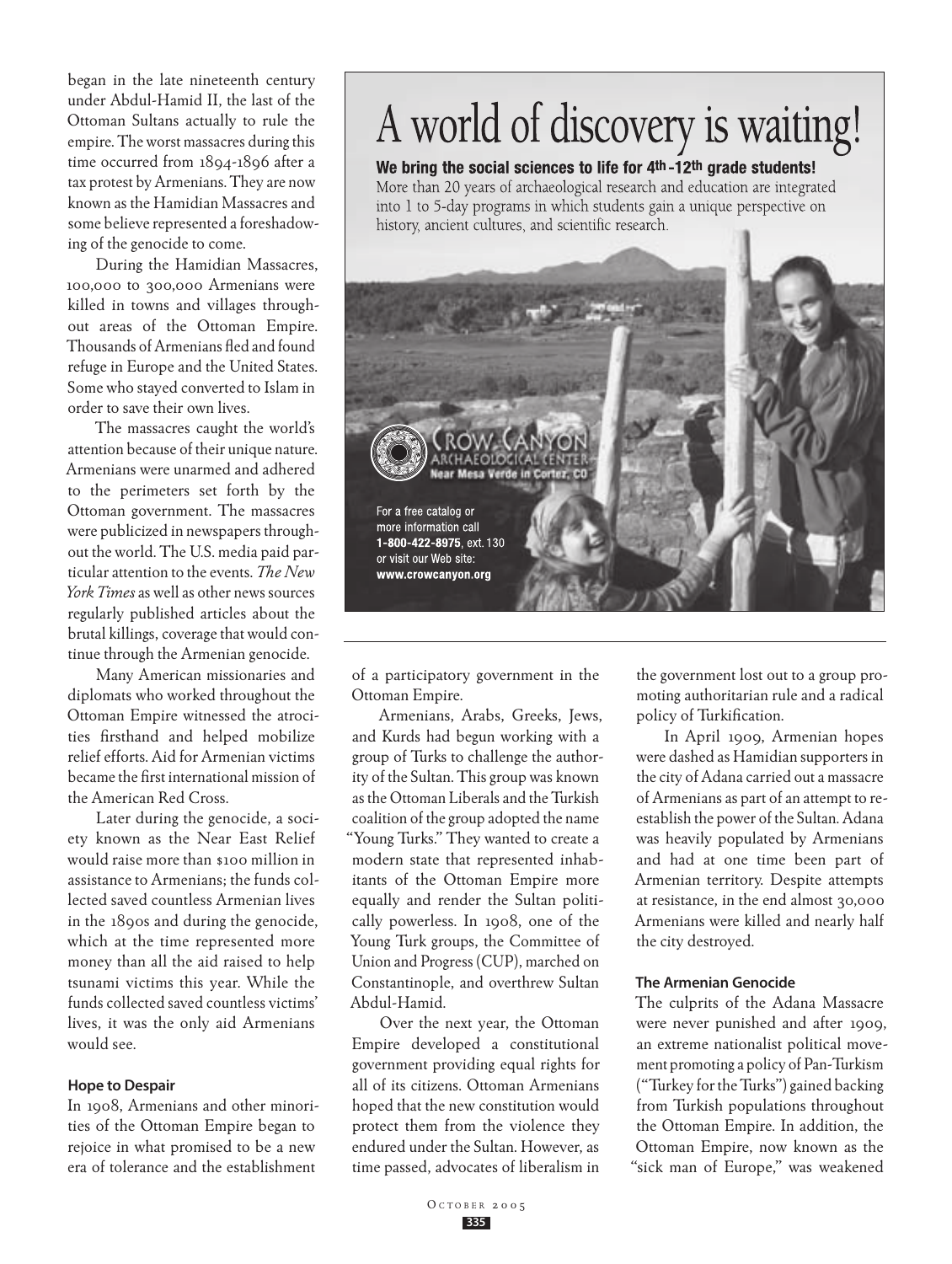began in the late nineteenth century under Abdul-Hamid II, the last of the Ottoman Sultans actually to rule the empire. The worst massacres during this time occurred from 1894-1896 after a tax protest by Armenians. They are now known as the Hamidian Massacres and some believe represented a foreshadowing of the genocide to come.

During the Hamidian Massacres, 100,000 to 300,000 Armenians were killed in towns and villages throughout areas of the Ottoman Empire. Thousands of Armenians fled and found refuge in Europe and the United States. Some who stayed converted to Islam in order to save their own lives.

The massacres caught the world's attention because of their unique nature. Armenians were unarmed and adhered to the perimeters set forth by the Ottoman government. The massacres were publicized in newspapers throughout the world. The U.S. media paid particular attention to the events. *The New York Times* as well as other news sources regularly published articles about the brutal killings, coverage that would continue through the Armenian genocide.

Many American missionaries and diplomats who worked throughout the Ottoman Empire witnessed the atrocities firsthand and helped mobilize relief efforts. Aid for Armenian victims became the first international mission of the American Red Cross.

Later during the genocide, a society known as the Near East Relief would raise more than $100 million in assistance to Armenians; the funds collected saved countless Armenian lives in the 1890s and during the genocide, which at the time represented more money than all the aid raised to help tsunami victims this year. While the funds collected saved countless victims' lives, it was the only aid Armenians would see.

#### Hope to Despair

In 1908, Armenians and other minorities of the Ottoman Empire began to rejoice in what promised to be a new era of tolerance and the establishment of a participatory government in the Ottoman Empire.

Armenians, Arabs, Greeks, Jews, and Kurds had begun working with a group of Turks to challenge the authority of the Sultan. This group was known as the Ottoman Liberals and the Turkish coalition of the group adopted the name "Young Turks." They wanted to create a modern state that represented inhabitants of the Ottoman Empire more equally and render the Sultan politically powerless. In 1908, one of the Young Turk groups, the Committee of Union and Progress (CUP), marched on Constantinople, and overthrew Sultan Abdul-Hamid.

Over the next year, the Ottoman Empire developed a constitutional government providing equal rights for all of its citizens. Ottoman Armenians hoped that the new constitution would protect them from the violence they endured under the Sultan. However, as time passed, advocates of liberalism in the government lost out to a group promoting authoritarian rule and a radical policy of Turkification.

In April 1909, Armenian hopes were dashed as Hamidian supporters in the city of Adana carried out a massacre of Armenians as part of an attempt to re-establish the power of the Sultan. Adana was heavily populated by Armenians and had at one time been part of Armenian territory. Despite attempts at resistance, in the end almost 30,000 Armenians were killed and nearly half the city destroyed.

#### The Armenian Genocide

The culprits of the Adana Massacre were never punished and after 1909, an extreme nationalist political movement promoting a policy of Pan-Turkism ("Turkey for the Turks") gained backing from Turkish populations throughout the Ottoman Empire. In addition, the Ottoman Empire, now known as the "sick man of Europe," was weakened

---

# A world of discovery is waiting!

**We bring the social sciences to life for 4th-12th grade students!**

More than 20 years of archaeological research and education are integrated into 1 to 5-day programs in which students gain a unique perspective on history, ancient cultures, and scientific research.

CROW CANYON ARCHAEOLOGICAL CENTER
Near Mesa Verde in Cortez, CO

For a free catalog or more information call **1-800-422-8975**, ext. 130 or visit our Web site: **www.crowcanyon.org**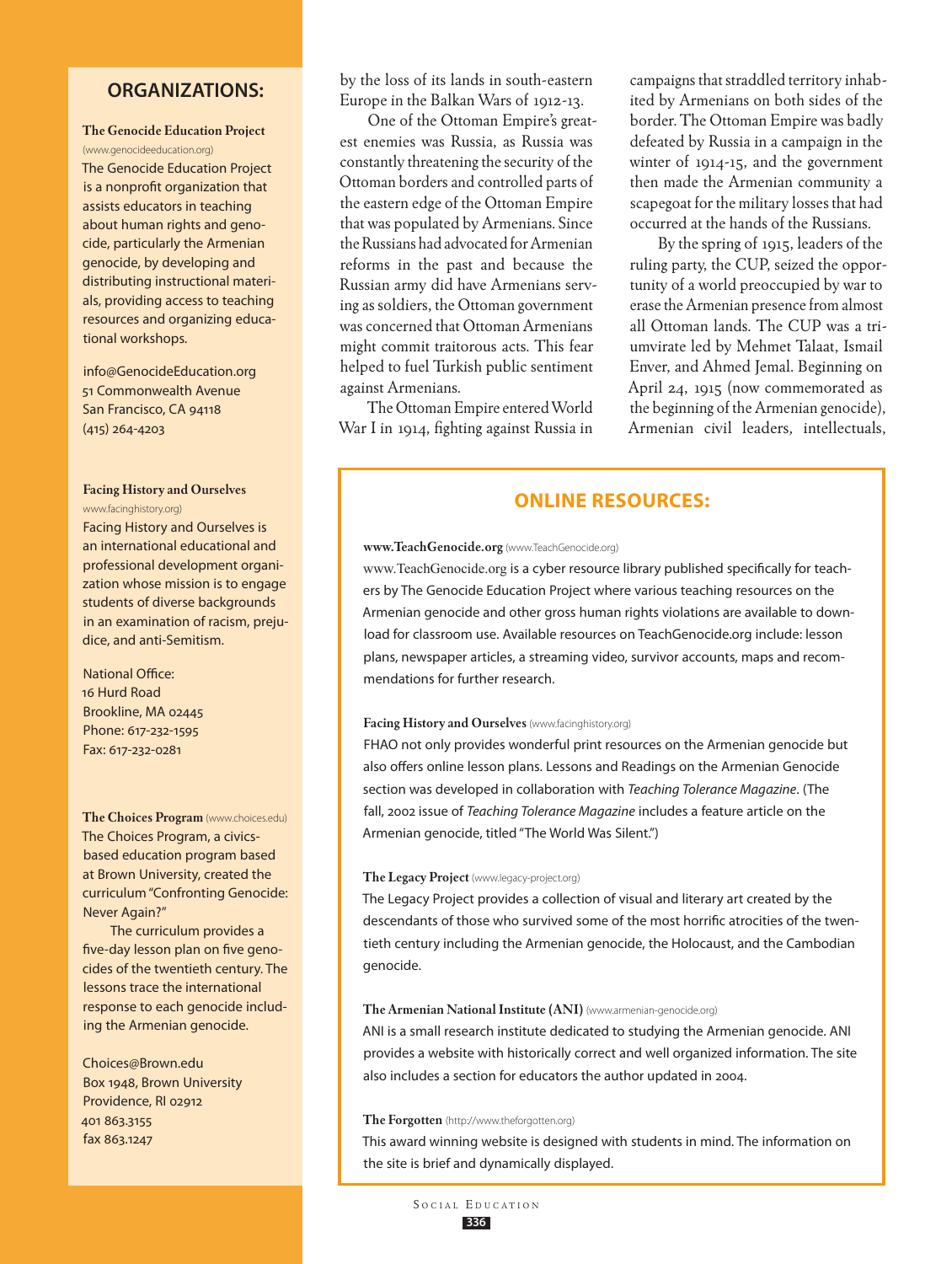by the loss of its lands in south-eastern Europe in the Balkan Wars of 1912-13.

One of the Ottoman Empire's greatest enemies was Russia, as Russia was constantly threatening the security of the Ottoman borders and controlled parts of the eastern edge of the Ottoman Empire that was populated by Armenians. Since the Russians had advocated for Armenian reforms in the past and because the Russian army did have Armenians serving as soldiers, the Ottoman government was concerned that Ottoman Armenians might commit traitorous acts. This fear helped to fuel Turkish public sentiment against Armenians.

The Ottoman Empire entered World War I in 1914, fighting against Russia in campaigns that straddled territory inhabited by Armenians on both sides of the border. The Ottoman Empire was badly defeated by Russia in a campaign in the winter of 1914-15, and the government then made the Armenian community a scapegoat for the military losses that had occurred at the hands of the Russians.

By the spring of 1915, leaders of the ruling party, the CUP, seized the opportunity of a world preoccupied by war to erase the Armenian presence from almost all Ottoman lands. The CUP was a triumvirate led by Mehmet Talaat, Ismail Enver, and Ahmed Jemal. Beginning on April 24, 1915 (now commemorated as the beginning of the Armenian genocide), Armenian civil leaders, intellectuals,

## ORGANIZATIONS:

**The Genocide Education Project** (www.genocideeducation.org)

The Genocide Education Project is a nonprofit organization that assists educators in teaching about human rights and genocide, particularly the Armenian genocide, by developing and distributing instructional materials, providing access to teaching resources and organizing educational workshops.

info@GenocideEducation.org
51 Commonwealth Avenue
San Francisco, CA 94118
(415) 264-4203

**Facing History and Ourselves** (www.facinghistory.org)

Facing History and Ourselves is an international educational and professional development organization whose mission is to engage students of diverse backgrounds in an examination of racism, prejudice, and anti-Semitism.

National Office:
16 Hurd Road
Brookline, MA 02445
Phone: 617-232-1595
Fax: 617-232-0281

**The Choices Program** (www.choices.edu)

The Choices Program, a civics-based education program based at Brown University, created the curriculum "Confronting Genocide: Never Again?"

The curriculum provides a five-day lesson plan on five genocides of the twentieth century. The lessons trace the international response to each genocide including the Armenian genocide.

Choices@Brown.edu
Box 1948, Brown University
Providence, RI 02912
401 863.3155
fax 863.1247

## ONLINE RESOURCES:

**www.TeachGenocide.org** (www.TeachGenocide.org)

www.TeachGenocide.org is a cyber resource library published specifically for teachers by The Genocide Education Project where various teaching resources on the Armenian genocide and other gross human rights violations are available to download for classroom use. Available resources on TeachGenocide.org include: lesson plans, newspaper articles, a streaming video, survivor accounts, maps and recommendations for further research.

**Facing History and Ourselves** (www.facinghistory.org)

FHAO not only provides wonderful print resources on the Armenian genocide but also offers online lesson plans. Lessons and Readings on the Armenian Genocide section was developed in collaboration with *Teaching Tolerance Magazine*. (The fall, 2002 issue of *Teaching Tolerance Magazine* includes a feature article on the Armenian genocide, titled "The World Was Silent.")

**The Legacy Project** (www.legacy-project.org)

The Legacy Project provides a collection of visual and literary art created by the descendants of those who survived some of the most horrific atrocities of the twentieth century including the Armenian genocide, the Holocaust, and the Cambodian genocide.

**The Armenian National Institute (ANI)** (www.armenian-genocide.org)

ANI is a small research institute dedicated to studying the Armenian genocide. ANI provides a website with historically correct and well organized information. The site also includes a section for educators the author updated in 2004.

**The Forgotten** (http://www.theforgotten.org)

This award winning website is designed with students in mind. The information on the site is brief and dynamically displayed.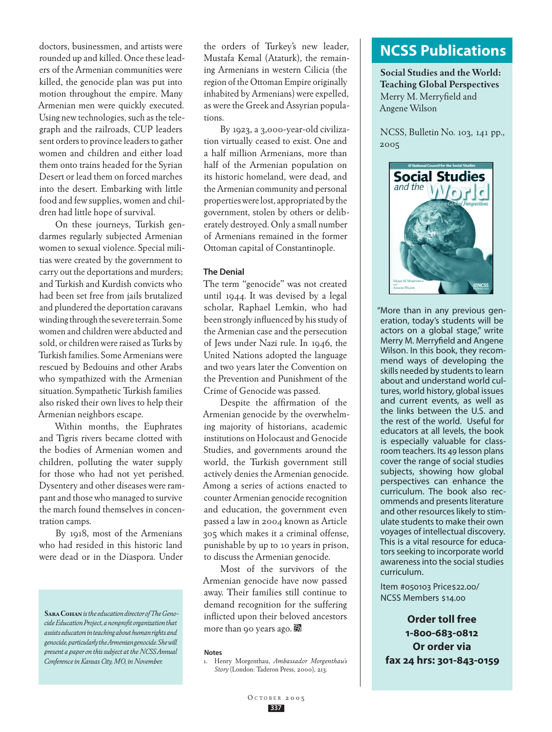doctors, businessmen, and artists were rounded up and killed. Once these leaders of the Armenian communities were killed, the genocide plan was put into motion throughout the empire. Many Armenian men were quickly executed. Using new technologies, such as the telegraph and the railroads, CUP leaders sent orders to province leaders to gather women and children and either load them onto trains headed for the Syrian Desert or lead them on forced marches into the desert. Embarking with little food and few supplies, women and children had little hope of survival.

On these journeys, Turkish gendarmes regularly subjected Armenian women to sexual violence. Special militias were created by the government to carry out the deportations and murders; and Turkish and Kurdish convicts who had been set free from jails brutalized and plundered the deportation caravans winding through the severe terrain. Some women and children were abducted and sold, or children were raised as Turks by Turkish families. Some Armenians were rescued by Bedouins and other Arabs who sympathized with the Armenian situation. Sympathetic Turkish families also risked their own lives to help their Armenian neighbors escape.

Within months, the Euphrates and Tigris rivers became clotted with the bodies of Armenian women and children, polluting the water supply for those who had not yet perished. Dysentery and other diseases were rampant and those who managed to survive the march found themselves in concentration camps.

By 1918, most of the Armenians who had resided in this historic land were dead or in the Diaspora. Under the orders of Turkey's new leader, Mustafa Kemal (Ataturk), the remaining Armenians in western Cilicia (the region of the Ottoman Empire originally inhabited by Armenians) were expelled, as were the Greek and Assyrian populations.

By 1923, a 3,000-year-old civilization virtually ceased to exist. One and a half million Armenians, more than half of the Armenian population on its historic homeland, were dead, and the Armenian community and personal properties were lost, appropriated by the government, stolen by others or deliberately destroyed. Only a small number of Armenians remained in the former Ottoman capital of Constantinople.

### The Denial

The term "genocide" was not created until 1944. It was devised by a legal scholar, Raphael Lemkin, who had been strongly influenced by his study of the Armenian case and the persecution of Jews under Nazi rule. In 1946, the United Nations adopted the language and two years later the Convention on the Prevention and Punishment of the Crime of Genocide was passed.

Despite the affirmation of the Armenian genocide by the overwhelming majority of historians, academic institutions on Holocaust and Genocide Studies, and governments around the world, the Turkish government still actively denies the Armenian genocide. Among a series of actions enacted to counter Armenian genocide recognition and education, the government even passed a law in 2004 known as Article 305 which makes it a criminal offense, punishable by up to 10 years in prison, to discuss the Armenian genocide.

Most of the survivors of the Armenian genocide have now passed away. Their families still continue to demand recognition for the suffering inflicted upon their beloved ancestors more than 90 years ago.

**Sara Cohan** *is the education director of The Genocide Education Project, a nonprofit organization that assists educators in teaching about human rights and genocide, particularly the Armenian genocide. She will present a paper on this subject at the NCSS Annual Conference in Kansas City, MO, in November.*

#### Notes

1. Henry Morgenthau, *Ambassador Morgenthau's Story* (London: Taderon Press, 2000), 213.

## NCSS Publications

**Social Studies and the World: Teaching Global Perspectives**
Merry M. Merryfield and Angene Wilson

NCSS, Bulletin No. 103, 141 pp., 2005

"More than in any previous generation, today's students will be actors on a global stage," write Merry M. Merryfield and Angene Wilson. In this book, they recommend ways of developing the skills needed by students to learn about and understand world cultures, world history, global issues and current events, as well as the links between the U.S. and the rest of the world. Useful for educators at all levels, the book is especially valuable for classroom teachers. Its 49 lesson plans cover the range of social studies subjects, showing how global perspectives can enhance the curriculum. The book also recommends and presents literature and other resources likely to stimulate students to make their own voyages of intellectual discovery. This is a vital resource for educators seeking to incorporate world awareness into the social studies curriculum.

Item #050103 Price$22.00/
NCSS Members $14.00

**Order toll free**
**1-800-683-0812**
**Or order via**
**fax 24 hrs: 301-843-0159**